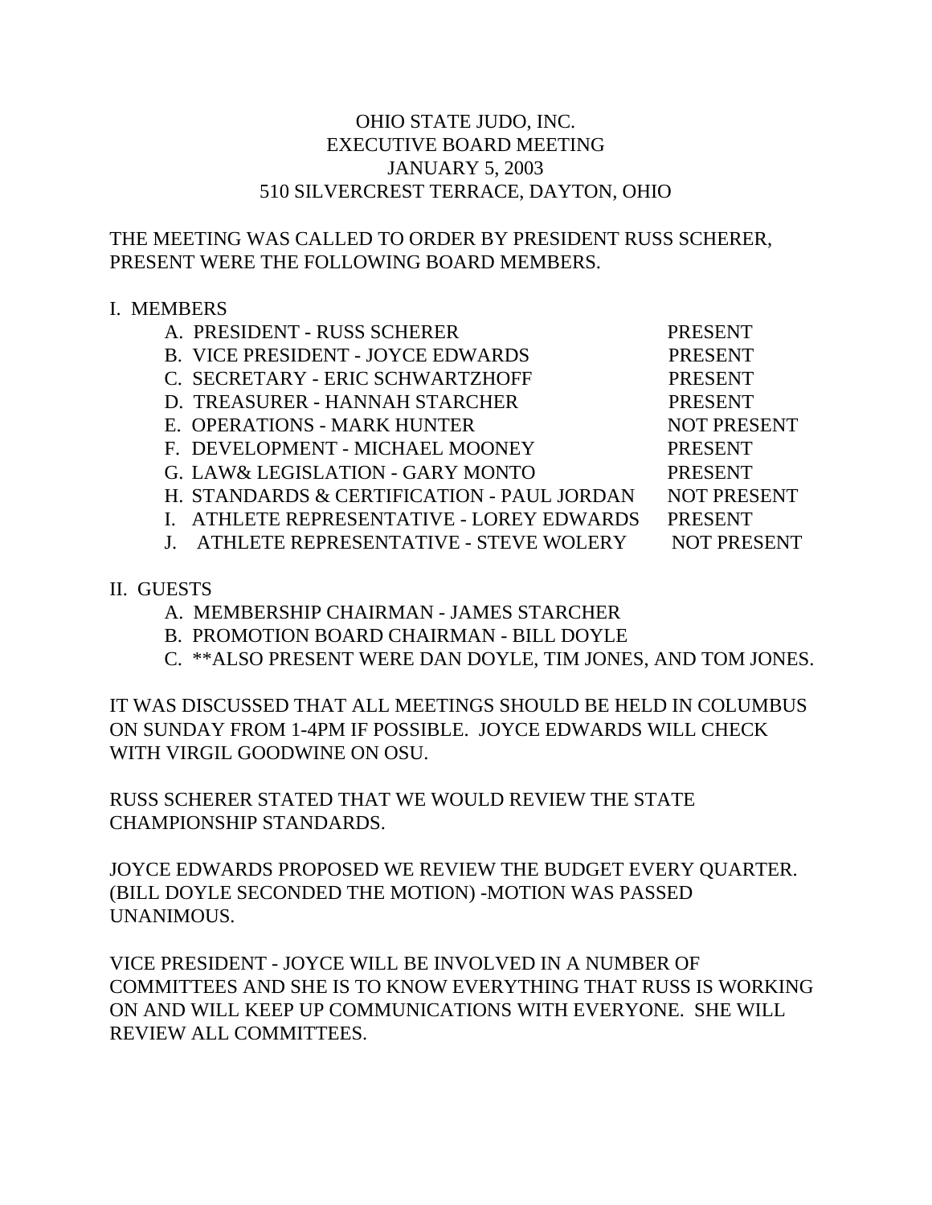# OHIO STATE JUDO, INC.
## EXECUTIVE BOARD MEETING
## JANUARY 5, 2003
## 510 SILVERCREST TERRACE, DAYTON, OHIO

THE MEETING WAS CALLED TO ORDER BY PRESIDENT RUSS SCHERER, PRESENT WERE THE FOLLOWING BOARD MEMBERS.

I. MEMBERS

| | |
|---|---|
| A. PRESIDENT - RUSS SCHERER | PRESENT |
| B. VICE PRESIDENT - JOYCE EDWARDS | PRESENT |
| C. SECRETARY - ERIC SCHWARTZHOFF | PRESENT |
| D. TREASURER - HANNAH STARCHER | PRESENT |
| E. OPERATIONS - MARK HUNTER | NOT PRESENT |
| F. DEVELOPMENT - MICHAEL MOONEY | PRESENT |
| G. LAW& LEGISLATION - GARY MONTO | PRESENT |
| H. STANDARDS & CERTIFICATION - PAUL JORDAN | NOT PRESENT |
| I. ATHLETE REPRESENTATIVE - LOREY EDWARDS | PRESENT |
| J. ATHLETE REPRESENTATIVE - STEVE WOLERY | NOT PRESENT |

II. GUESTS

- A. MEMBERSHIP CHAIRMAN - JAMES STARCHER
- B. PROMOTION BOARD CHAIRMAN - BILL DOYLE
- C. **ALSO PRESENT WERE DAN DOYLE, TIM JONES, AND TOM JONES.

IT WAS DISCUSSED THAT ALL MEETINGS SHOULD BE HELD IN COLUMBUS ON SUNDAY FROM 1-4PM IF POSSIBLE. JOYCE EDWARDS WILL CHECK WITH VIRGIL GOODWINE ON OSU.

RUSS SCHERER STATED THAT WE WOULD REVIEW THE STATE CHAMPIONSHIP STANDARDS.

JOYCE EDWARDS PROPOSED WE REVIEW THE BUDGET EVERY QUARTER. (BILL DOYLE SECONDED THE MOTION) -MOTION WAS PASSED UNANIMOUS.

VICE PRESIDENT - JOYCE WILL BE INVOLVED IN A NUMBER OF COMMITTEES AND SHE IS TO KNOW EVERYTHING THAT RUSS IS WORKING ON AND WILL KEEP UP COMMUNICATIONS WITH EVERYONE. SHE WILL REVIEW ALL COMMITTEES.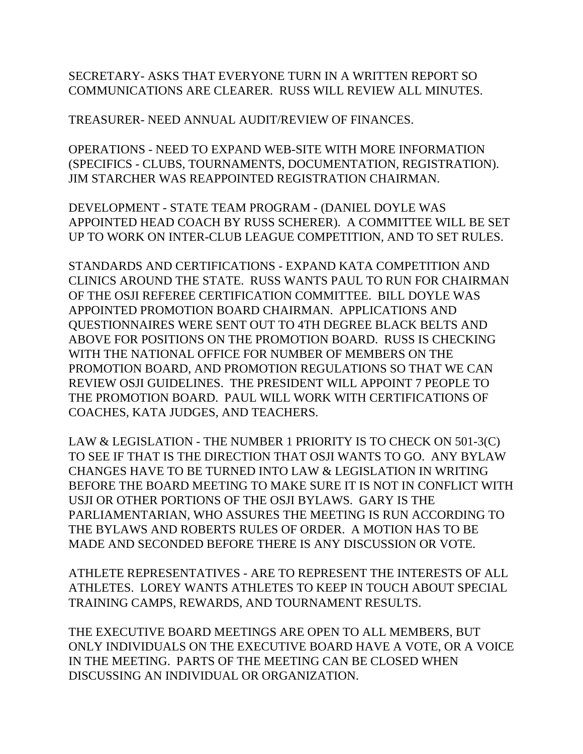SECRETARY- ASKS THAT EVERYONE TURN IN A WRITTEN REPORT SO COMMUNICATIONS ARE CLEARER.  RUSS WILL REVIEW ALL MINUTES.

TREASURER- NEED ANNUAL AUDIT/REVIEW OF FINANCES.

OPERATIONS - NEED TO EXPAND WEB-SITE WITH MORE INFORMATION (SPECIFICS - CLUBS, TOURNAMENTS, DOCUMENTATION, REGISTRATION). JIM STARCHER WAS REAPPOINTED REGISTRATION CHAIRMAN.

DEVELOPMENT - STATE TEAM PROGRAM - (DANIEL DOYLE WAS APPOINTED HEAD COACH BY RUSS SCHERER).  A COMMITTEE WILL BE SET UP TO WORK ON INTER-CLUB LEAGUE COMPETITION, AND TO SET RULES.

STANDARDS AND CERTIFICATIONS - EXPAND KATA COMPETITION AND CLINICS AROUND THE STATE.  RUSS WANTS PAUL TO RUN FOR CHAIRMAN OF THE OSJI REFEREE CERTIFICATION COMMITTEE.  BILL DOYLE WAS APPOINTED PROMOTION BOARD CHAIRMAN.  APPLICATIONS AND QUESTIONNAIRES WERE SENT OUT TO 4TH DEGREE BLACK BELTS AND ABOVE FOR POSITIONS ON THE PROMOTION BOARD.  RUSS IS CHECKING WITH THE NATIONAL OFFICE FOR NUMBER OF MEMBERS ON THE PROMOTION BOARD, AND PROMOTION REGULATIONS SO THAT WE CAN REVIEW OSJI GUIDELINES.  THE PRESIDENT WILL APPOINT 7 PEOPLE TO THE PROMOTION BOARD.  PAUL WILL WORK WITH CERTIFICATIONS OF COACHES, KATA JUDGES, AND TEACHERS.

LAW & LEGISLATION - THE NUMBER 1 PRIORITY IS TO CHECK ON 501-3(C) TO SEE IF THAT IS THE DIRECTION THAT OSJI WANTS TO GO.  ANY BYLAW CHANGES HAVE TO BE TURNED INTO LAW & LEGISLATION IN WRITING BEFORE THE BOARD MEETING TO MAKE SURE IT IS NOT IN CONFLICT WITH USJI OR OTHER PORTIONS OF THE OSJI BYLAWS.  GARY IS THE PARLIAMENTARIAN, WHO ASSURES THE MEETING IS RUN ACCORDING TO THE BYLAWS AND ROBERTS RULES OF ORDER.  A MOTION HAS TO BE MADE AND SECONDED BEFORE THERE IS ANY DISCUSSION OR VOTE.

ATHLETE REPRESENTATIVES - ARE TO REPRESENT THE INTERESTS OF ALL ATHLETES.  LOREY WANTS ATHLETES TO KEEP IN TOUCH ABOUT SPECIAL TRAINING CAMPS, REWARDS, AND TOURNAMENT RESULTS.

THE EXECUTIVE BOARD MEETINGS ARE OPEN TO ALL MEMBERS, BUT ONLY INDIVIDUALS ON THE EXECUTIVE BOARD HAVE A VOTE, OR A VOICE IN THE MEETING.  PARTS OF THE MEETING CAN BE CLOSED WHEN DISCUSSING AN INDIVIDUAL OR ORGANIZATION.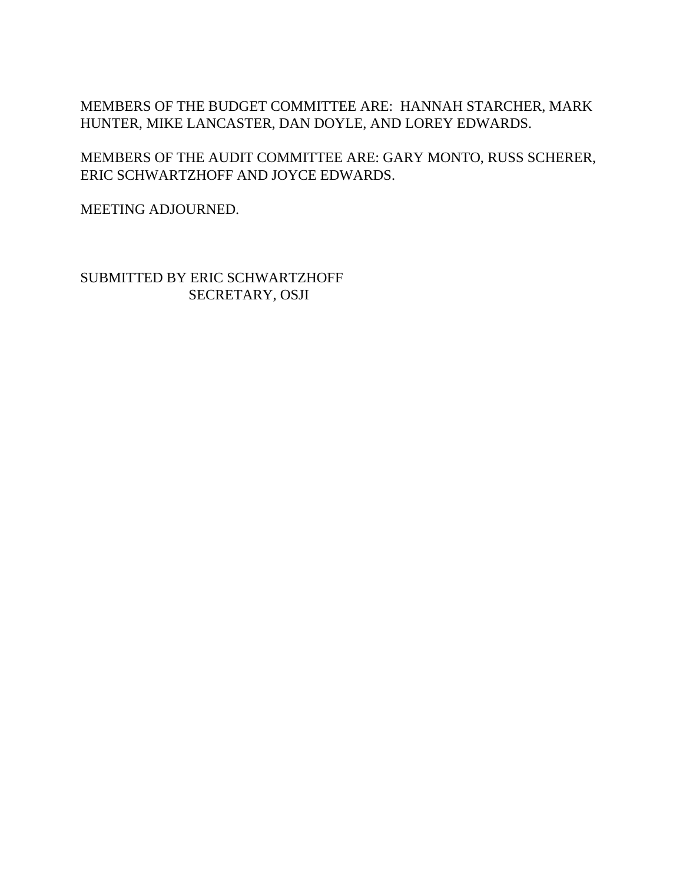MEMBERS OF THE BUDGET COMMITTEE ARE: HANNAH STARCHER, MARK HUNTER, MIKE LANCASTER, DAN DOYLE, AND LOREY EDWARDS.

MEMBERS OF THE AUDIT COMMITTEE ARE: GARY MONTO, RUSS SCHERER, ERIC SCHWARTZHOFF AND JOYCE EDWARDS.

MEETING ADJOURNED.

SUBMITTED BY ERIC SCHWARTZHOFF
SECRETARY, OSJI